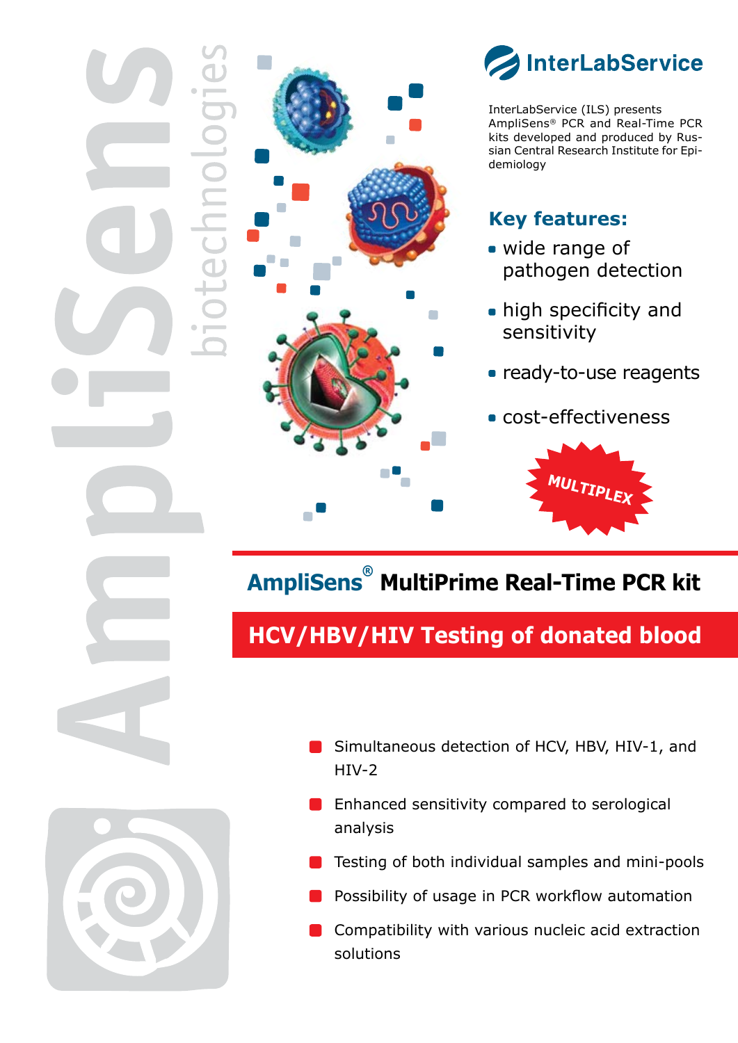AmpliSens biotechnologies

InterLabService

InterLabService (ILS) presents AmpliSens® PCR and Real-Time PCR kits developed and produced by Russian Central Research Institute for Epidemiology

## Key features:

- wide range of pathogen detection
- high specificity and sensitivity
- ready-to-use reagents
- cost-effectiveness

MULTIPLEX

# AmpliSens® MultiPrime Real-Time PCR kit

## HCV/HBV/HIV Testing of donated blood

- Simultaneous detection of HCV, HBV, HIV-1, and HIV-2
- Enhanced sensitivity compared to serological analysis
- Testing of both individual samples and mini-pools
- Possibility of usage in PCR workflow automation
- Compatibility with various nucleic acid extraction solutions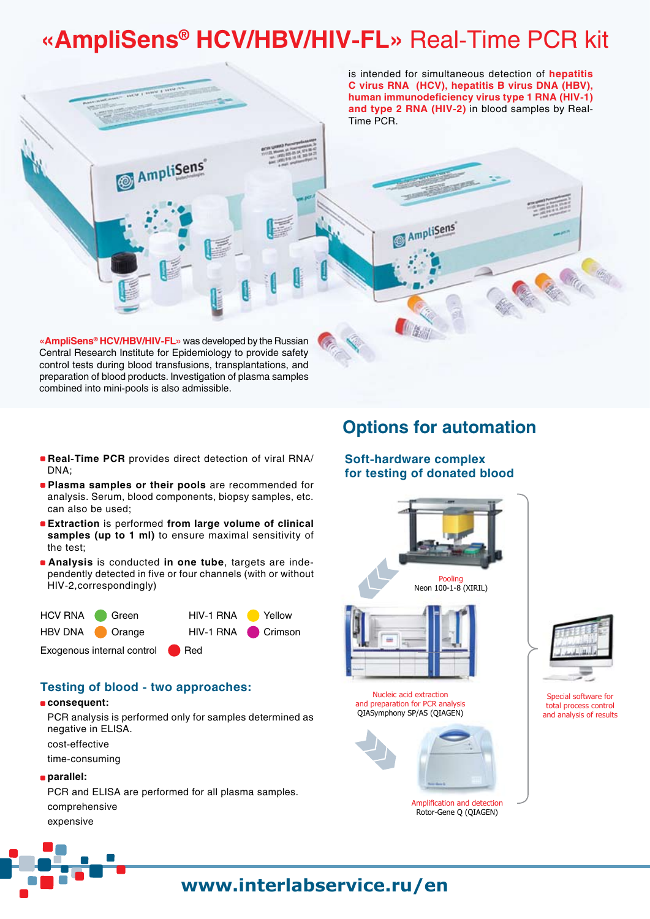# «AmpliSens® HCV/HBV/HIV-FL» Real-Time PCR kit

is intended for simultaneous detection of **hepatitis C virus RNA (HCV), hepatitis B virus DNA (HBV), human immunodeficiency virus type 1 RNA (HIV-1) and type 2 RNA (HIV-2)** in blood samples by Real-Time PCR.

**«AmpliSens® HCV/HBV/HIV-FL»** was developed by the Russian Central Research Institute for Epidemiology to provide safety control tests during blood transfusions, transplantations, and preparation of blood products. Investigation of plasma samples combined into mini-pools is also admissible.

- **Real-Time PCR** provides direct detection of viral RNA/DNA;
- **Plasma samples or their pools** are recommended for analysis. Serum, blood components, biopsy samples, etc. can also be used;
- **Extraction** is performed **from large volume of clinical samples (up to 1 ml)** to ensure maximal sensitivity of the test;
- **Analysis** is conducted **in one tube**, targets are independently detected in five or four channels (with or without HIV-2,correspondingly)

| | | | |
|---|---|---|---|
| HCV RNA | Green | HIV-1 RNA | Yellow |
| HBV DNA | Orange | HIV-1 RNA | Crimson |
| Exogenous internal control | Red | | |

## Testing of blood - two approaches:

- **consequent:**

  PCR analysis is performed only for samples determined as negative in ELISA.

  cost-effective

  time-consuming

- **parallel:**

  PCR and ELISA are performed for all plasma samples.

  comprehensive

  expensive

## Options for automation

### Soft-hardware complex for testing of donated blood

Pooling
Neon 100-1-8 (XIRIL)

Nucleic acid extraction and preparation for PCR analysis
QIASymphony SP/AS (QIAGEN)

Amplification and detection
Rotor-Gene Q (QIAGEN)

Special software for total process control and analysis of results

**www.interlabservice.ru/en**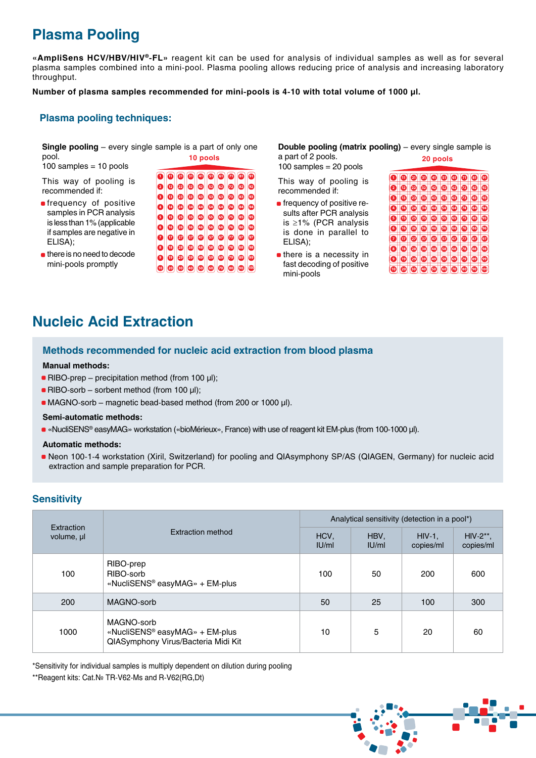# Plasma Pooling

**«AmpliSens HCV/HBV/HIV®-FL»** reagent kit can be used for analysis of individual samples as well as for several plasma samples combined into a mini-pool. Plasma pooling allows reducing price of analysis and increasing laboratory throughput.

**Number of plasma samples recommended for mini-pools is 4-10 with total volume of 1000 µl.**

## Plasma pooling techniques:

**Single pooling** – every single sample is a part of only one pool.
100 samples = 10 pools

This way of pooling is recommended if:

- frequency of positive samples in PCR analysis is less than 1% (applicable if samples are negative in ELISA);
- there is no need to decode mini-pools promptly

10 pools

**Double pooling (matrix pooling)** – every single sample is a part of 2 pools.
100 samples = 20 pools

This way of pooling is recommended if:

- frequency of positive results after PCR analysis is ≥1% (PCR analysis is done in parallel to ELISA);
- there is a necessity in fast decoding of positive mini-pools

20 pools

# Nucleic Acid Extraction

## Methods recommended for nucleic acid extraction from blood plasma

**Manual methods:**

- RIBO-prep – precipitation method (from 100 µl);
- RIBO-sorb – sorbent method (from 100 µl);
- MAGNO-sorb – magnetic bead-based method (from 200 or 1000 µl).

**Semi-automatic methods:**

- «NucliSENS® easyMAG» workstation («bioMérieux», France) with use of reagent kit EM-plus (from 100-1000 µl).

**Automatic methods:**

- Neon 100-1-4 workstation (Xiril, Switzerland) for pooling and QIAsymphony SP/AS (QIAGEN, Germany) for nucleic acid extraction and sample preparation for PCR.

## Sensitivity

| Extraction volume, µl | Extraction method | Analytical sensitivity (detection in a pool*) | | | |
|---|---|---|---|---|---|
| | | HCV, IU/ml | HBV, IU/ml | HIV-1, copies/ml | HIV-2**, copies/ml |
| 100 | RIBO-prep<br>RIBO-sorb<br>«NucliSENS® easyMAG» + EM-plus | 100 | 50 | 200 | 600 |
| 200 | MAGNO-sorb | 50 | 25 | 100 | 300 |
| 1000 | MAGNO-sorb<br>«NucliSENS® easyMAG» + EM-plus<br>QIASymphony Virus/Bacteria Midi Kit | 10 | 5 | 20 | 60 |

*Sensitivity for individual samples is multiply dependent on dilution during pooling

**Reagent kits: Cat.№ TR-V62-Ms and R-V62(RG,Dt)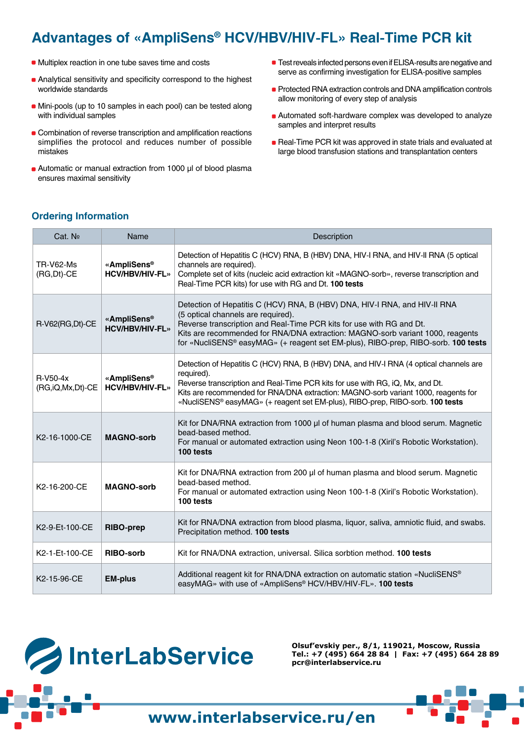# Advantages of «AmpliSens® HCV/HBV/HIV-FL» Real-Time PCR kit

- Multiplex reaction in one tube saves time and costs
- Analytical sensitivity and specificity correspond to the highest worldwide standards
- Mini-pools (up to 10 samples in each pool) can be tested along with individual samples
- Combination of reverse transcription and amplification reactions simplifies the protocol and reduces number of possible mistakes
- Automatic or manual extraction from 1000 µl of blood plasma ensures maximal sensitivity
- Test reveals infected persons even if ELISA-results are negative and serve as confirming investigation for ELISA-positive samples
- Protected RNA extraction controls and DNA amplification controls allow monitoring of every step of analysis
- Automated soft-hardware complex was developed to analyze samples and interpret results
- Real-Time PCR kit was approved in state trials and evaluated at large blood transfusion stations and transplantation centers

## Ordering Information

| Cat. № | Name | Description |
|---|---|---|
| TR-V62-Ms (RG,Dt)-CE | **«AmpliSens® HCV/HBV/HIV-FL»** | Detection of Hepatitis C (HCV) RNA, B (HBV) DNA, HIV-I RNA, and HIV-II RNA (5 optical channels are required). Complete set of kits (nucleic acid extraction kit «MAGNO-sorb», reverse transcription and Real-Time PCR kits) for use with RG and Dt. **100 tests** |
| R-V62(RG,Dt)-CE | **«AmpliSens® HCV/HBV/HIV-FL»** | Detection of Hepatitis C (HCV) RNA, B (HBV) DNA, HIV-I RNA, and HIV-II RNA (5 optical channels are required). Reverse transcription and Real-Time PCR kits for use with RG and Dt. Kits are recommended for RNA/DNA extraction: MAGNO-sorb variant 1000, reagents for «NucliSENS® easyMAG» (+ reagent set EM-plus), RIBO-prep, RIBO-sorb. **100 tests** |
| R-V50-4x (RG,iQ,Mx,Dt)-CE | **«AmpliSens® HCV/HBV/HIV-FL»** | Detection of Hepatitis C (HCV) RNA, B (HBV) DNA, and HIV-I RNA (4 optical channels are required). Reverse transcription and Real-Time PCR kits for use with RG, iQ, Mx, and Dt. Kits are recommended for RNA/DNA extraction: MAGNO-sorb variant 1000, reagents for «NucliSENS® easyMAG» (+ reagent set EM-plus), RIBO-prep, RIBO-sorb. **100 tests** |
| K2-16-1000-CE | **MAGNO-sorb** | Kit for DNA/RNA extraction from 1000 µl of human plasma and blood serum. Magnetic bead-based method. For manual or automated extraction using Neon 100-1-8 (Xiril's Robotic Workstation). **100 tests** |
| K2-16-200-CE | **MAGNO-sorb** | Kit for DNA/RNA extraction from 200 µl of human plasma and blood serum. Magnetic bead-based method. For manual or automated extraction using Neon 100-1-8 (Xiril's Robotic Workstation). **100 tests** |
| K2-9-Et-100-CE | **RIBO-prep** | Kit for RNA/DNA extraction from blood plasma, liquor, saliva, amniotic fluid, and swabs. Precipitation method. **100 tests** |
| K2-1-Et-100-CE | **RIBO-sorb** | Kit for RNA/DNA extraction, universal. Silica sorbtion method. **100 tests** |
| K2-15-96-CE | **EM-plus** | Additional reagent kit for RNA/DNA extraction on automatic station «NucliSENS® easyMAG» with use of «AmpliSens® HCV/HBV/HIV-FL». **100 tests** |

InterLabService

**Olsuf'evskiy per., 8/1, 119021, Moscow, Russia**
**Tel.: +7 (495) 664 28 84 | Fax: +7 (495) 664 28 89**
**pcr@interlabservice.ru**

**www.interlabservice.ru/en**